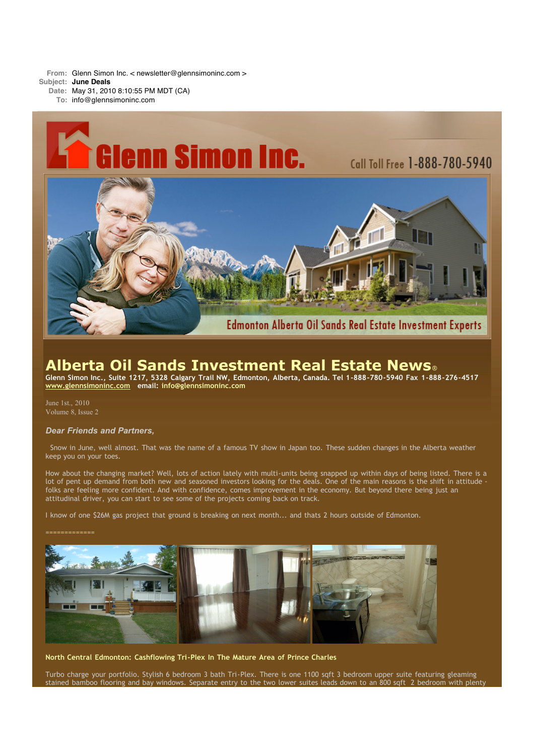**From:** Glenn Simon Inc. < newsletter@glennsimoninc.com >
**Subject:** **June Deals**
**Date:** May 31, 2010 8:10:55 PM MDT (CA)
**To:** info@glennsimoninc.com

Glenn Simon Inc.

Call Toll Free 1-888-780-5940

Edmonton Alberta Oil Sands Real Estate Investment Experts

# Alberta Oil Sands Investment Real Estate News®

**Glenn Simon Inc., Suite 1217, 5328 Calgary Trail NW, Edmonton, Alberta, Canada. Tel 1-888-780-5940 Fax 1-888-276-4517**
**www.glennsimoninc.com email: info@glennsimoninc.com**

June 1st., 2010
Volume 8, Issue 2

### *Dear Friends and Partners,*

Snow in June, well almost. That was the name of a famous TV show in Japan too. These sudden changes in the Alberta weather keep you on your toes.

How about the changing market? Well, lots of action lately with multi-units being snapped up within days of being listed. There is a lot of pent up demand from both new and seasoned investors looking for the deals. One of the main reasons is the shift in attitude - folks are feeling more confident. And with confidence, comes improvement in the economy. But beyond there being just an attitudinal driver, you can start to see some of the projects coming back on track.

I know of one $26M gas project that ground is breaking on next month... and thats 2 hours outside of Edmonton.

=============

**North Central Edmonton: Cashflowing Tri-Plex In The Mature Area of Prince Charles**

Turbo charge your portfolio. Stylish 6 bedroom 3 bath Tri-Plex. There is one 1100 sqft 3 bedroom upper suite featuring gleaming stained bamboo flooring and bay windows. Separate entry to the two lower suites leads down to an 800 sqft 2 bedroom with plenty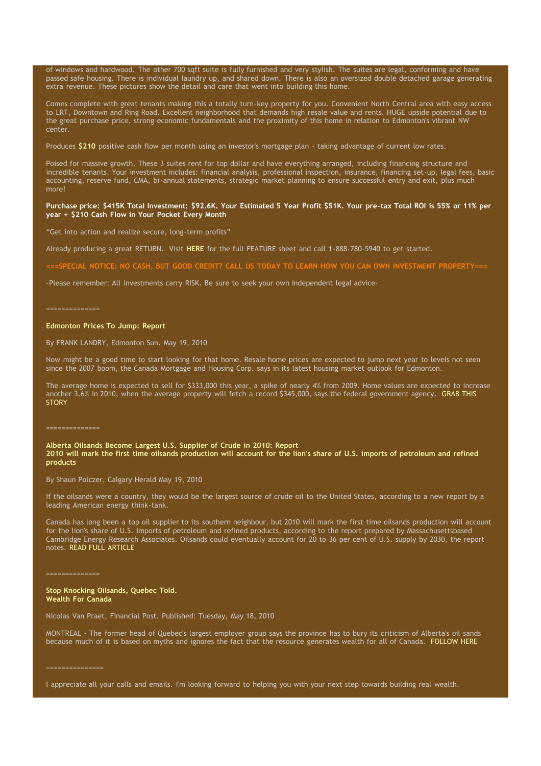of windows and hardwood. The other 700 sqft suite is fully furnished and very stylish. The suites are legal, conforming and have passed safe housing. There is individual laundry up, and shared down. There is also an oversized double detached garage generating extra revenue. These pictures show the detail and care that went into building this home.

Comes complete with great tenants making this a totally turn-key property for you. Convenient North Central area with easy access to LRT, Downtown and Ring Road. Excellent neighborhood that demands high resale value and rents. HUGE upside potential due to the great purchase price, strong economic fundamentals and the proximity of this home in relation to Edmonton's vibrant NW center.

Produces **$210** positive cash flow per month using an investor's mortgage plan - taking advantage of current low rates.

Poised for massive growth. These 3 suites rent for top dollar and have everything arranged, including financing structure and incredible tenants. Your investment includes: financial analysis, professional inspection, insurance, financing set-up, legal fees, basic accounting, reserve fund, CMA, bi-annual statements, strategic market planning to ensure successful entry and exit, plus much more!

**Purchase price: $415K Total Investment: $92.6K. Your Estimated 5 Year Profit $51K. Your pre-tax Total ROI is 55% or 11% per year + $210 Cash Flow in Your Pocket Every Month**

"Get into action and realize secure, long-term profits"

Already producing a great RETURN. Visit **HERE** for the full FEATURE sheet and call 1-888-780-5940 to get started.

**===SPECIAL NOTICE: NO CASH, BUT GOOD CREDIT? CALL US TODAY TO LEARN HOW YOU CAN OWN INVESTMENT PROPERTY===**

-Please remember: All investments carry RISK. Be sure to seek your own independent legal advice-

==============

**Edmonton Prices To Jump: Report**

By FRANK LANDRY, Edmonton Sun. May 19, 2010

Now might be a good time to start looking for that home. Resale home prices are expected to jump next year to levels not seen since the 2007 boom, the Canada Mortgage and Housing Corp. says in its latest housing market outlook for Edmonton.

The average home is expected to sell for $333,000 this year, a spike of nearly 4% from 2009. Home values are expected to increase another 3.6% in 2010, when the average property will fetch a record $345,000, says the federal government agency. GRAB THIS STORY

==============

**Alberta Oilsands Become Largest U.S. Supplier of Crude in 2010: Report**
**2010 will mark the first time oilsands production will account for the lion's share of U.S. imports of petroleum and refined products**

By Shaun Polczer, Calgary Herald May 19, 2010

If the oilsands were a country, they would be the largest source of crude oil to the United States, according to a new report by a leading American energy think-tank.

Canada has long been a top oil supplier to its southern neighbour, but 2010 will mark the first time oilsands production will account for the lion's share of U.S. imports of petroleum and refined products, according to the report prepared by Massachusettsbased Cambridge Energy Research Associates. Oilsands could eventually account for 20 to 36 per cent of U.S. supply by 2030, the report notes. READ FULL ARTICLE

==============

**Stop Knocking Oilsands, Quebec Told.**
**Wealth For Canada**

Nicolas Van Praet, Financial Post. Published: Tuesday, May 18, 2010

MONTREAL - The former head of Quebec's largest employer group says the province has to bury its criticism of Alberta's oil sands because much of it is based on myths and ignores the fact that the resource generates wealth for all of Canada. FOLLOW HERE

===============

I appreciate all your calls and emails. I'm looking forward to helping you with your next step towards building real wealth.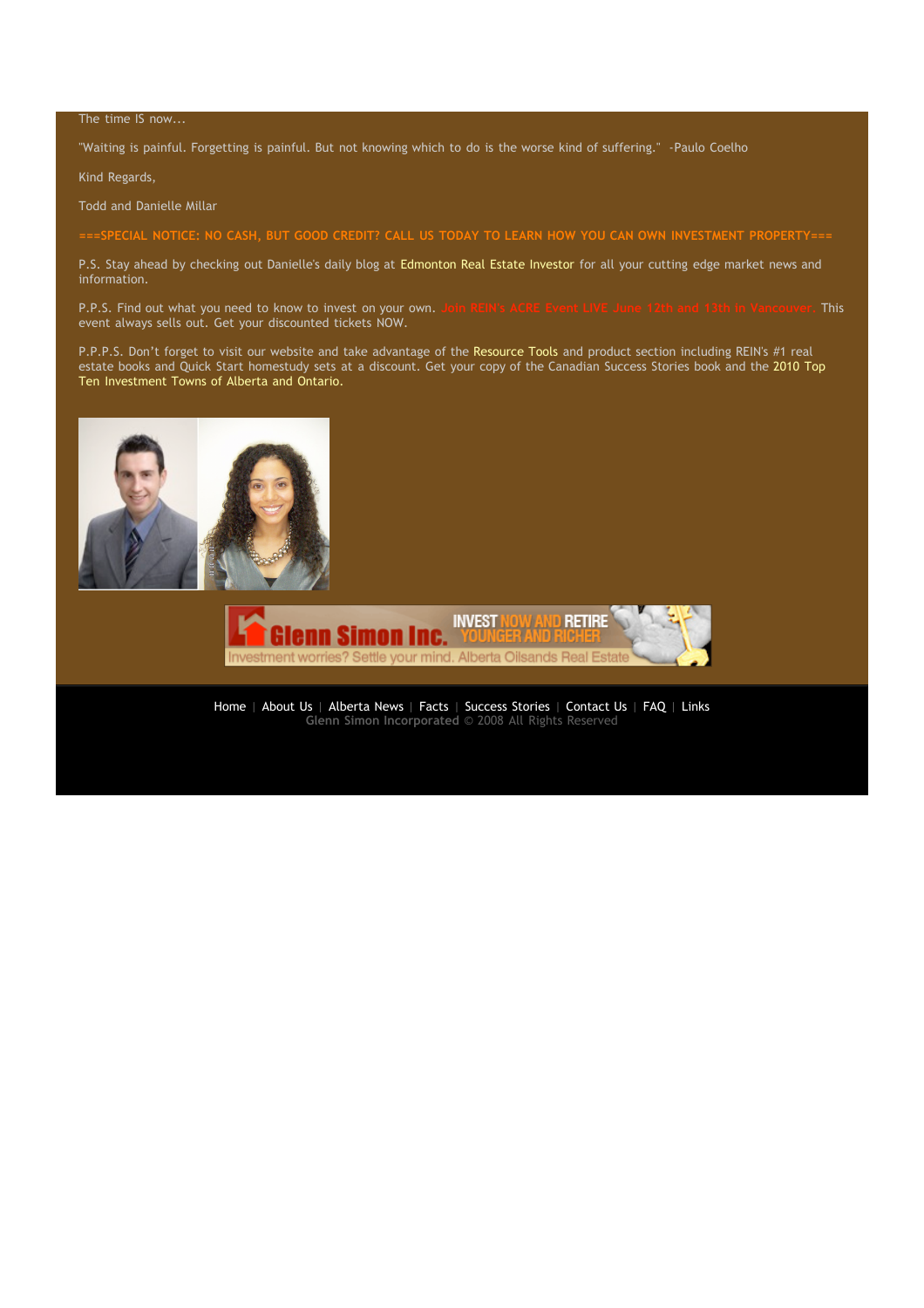The time IS now...

"Waiting is painful. Forgetting is painful. But not knowing which to do is the worse kind of suffering."  -Paulo Coelho

Kind Regards,

Todd and Danielle Millar

**===SPECIAL NOTICE: NO CASH, BUT GOOD CREDIT? CALL US TODAY TO LEARN HOW YOU CAN OWN INVESTMENT PROPERTY===**

P.S. Stay ahead by checking out Danielle's daily blog at Edmonton Real Estate Investor for all your cutting edge market news and information.

P.P.S. Find out what you need to know to invest on your own. Join REIN's ACRE Event LIVE June 12th and 13th in Vancouver. This event always sells out. Get your discounted tickets NOW.

P.P.P.S. Don't forget to visit our website and take advantage of the Resource Tools and product section including REIN's #1 real estate books and Quick Start homestudy sets at a discount. Get your copy of the Canadian Success Stories book and the 2010 Top Ten Investment Towns of Alberta and Ontario.

Glenn Simon Inc. INVEST NOW AND RETIRE YOUNGER AND RICHER

Investment worries? Settle your mind. Alberta Oilsands Real Estate

Home | About Us | Alberta News | Facts | Success Stories | Contact Us | FAQ | Links

Glenn Simon Incorporated © 2008 All Rights Reserved